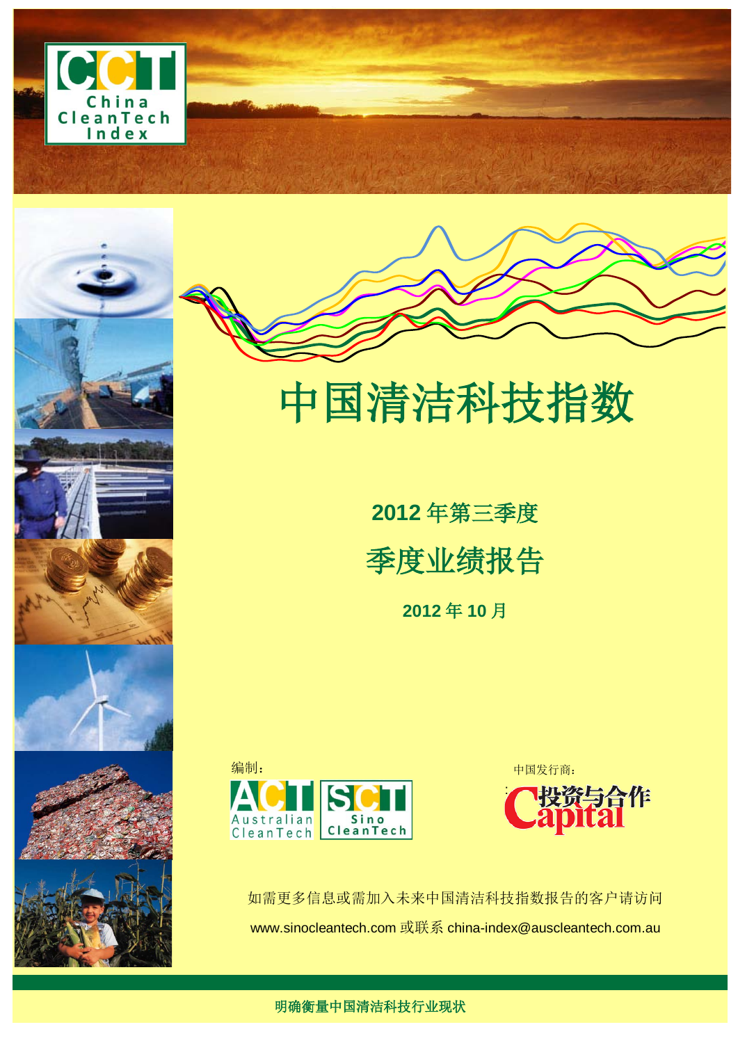# 中国清洁科技指数

## 2012 年第三季度

## 季度业绩报告

**2012 年 10 月**

编制：

中国发行商：

如需更多信息或需加入未来中国清洁科技指数报告的客户请访问

www.sinocleantech.com 或联系 china-index@auscleantech.com.au

**明确衡量中国清洁科技行业现状**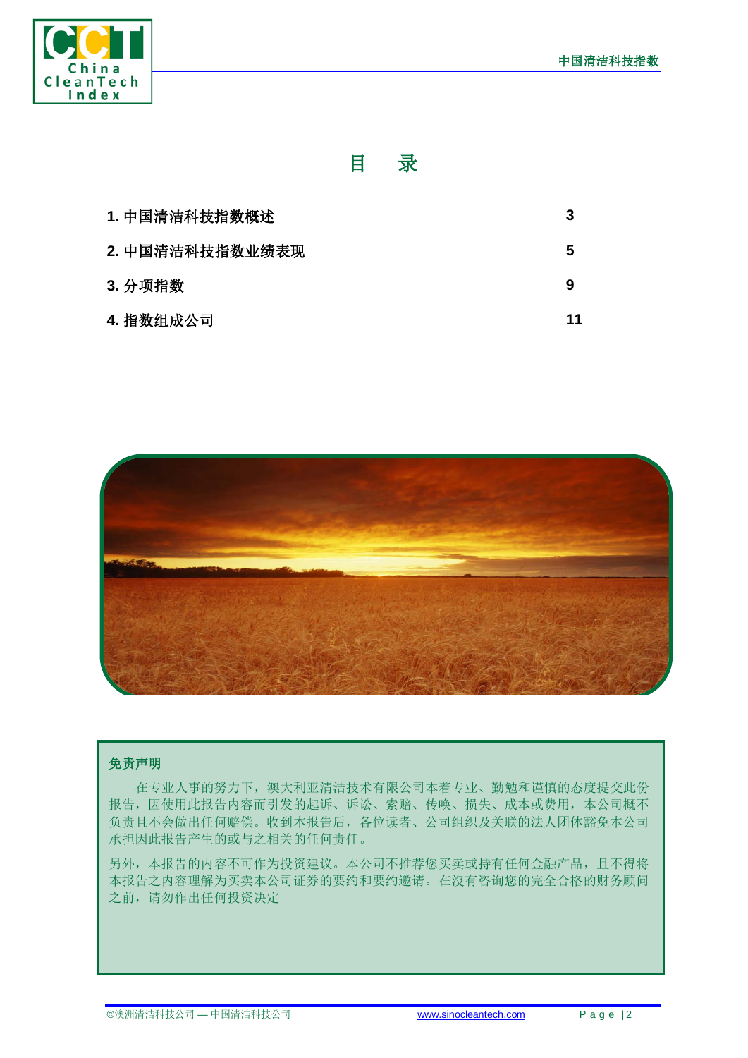# 目　录

| | |
|---|---|
| **1. 中国清洁科技指数概述** | **3** |
| **2. 中国清洁科技指数业绩表现** | **5** |
| **3. 分项指数** | **9** |
| **4. 指数组成公司** | **11** |

**免责声明**

在专业人事的努力下，澳大利亚清洁技术有限公司本着专业、勤勉和谨慎的态度提交此份报告，因使用此报告内容而引发的起诉、诉讼、索赔、传唤、损失、成本或费用，本公司概不负责且不会做出任何赔偿。收到本报告后，各位读者、公司组织及关联的法人团体豁免本公司承担因此报告产生的或与之相关的任何责任。

另外，本报告的内容不可作为投资建议。本公司不推荐您买卖或持有任何金融产品，且不得将本报告之内容理解为买卖本公司证券的要约和要约邀请。在没有咨询您的完全合格的财务顾问之前，请勿作出任何投资决定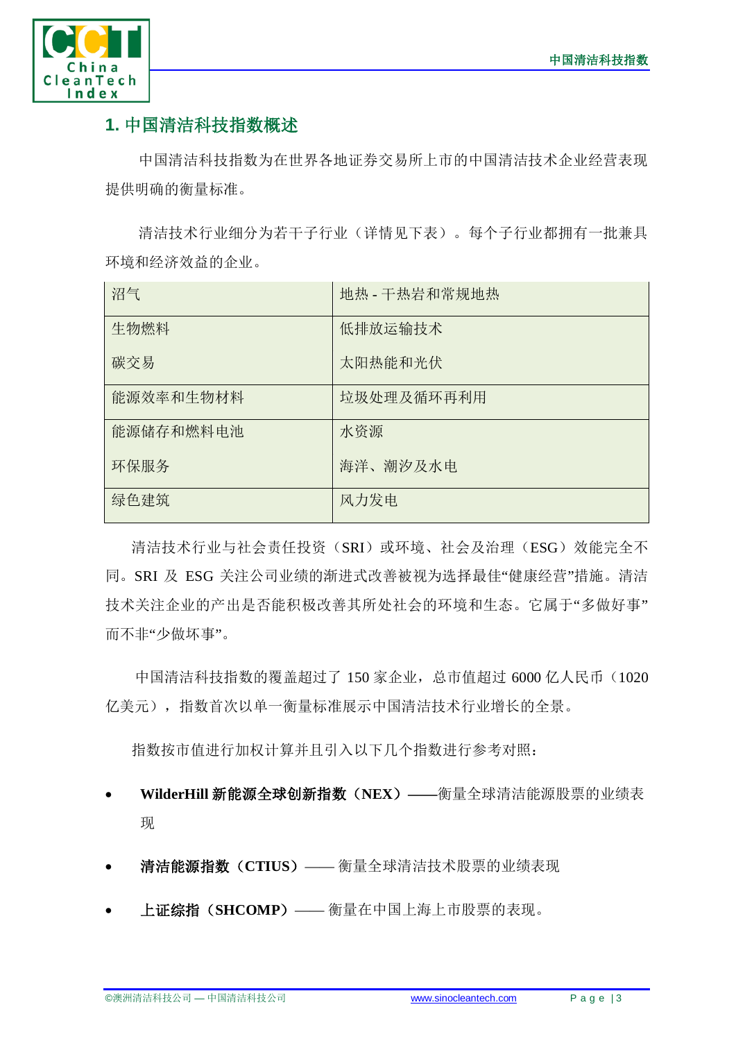## 1. 中国清洁科技指数概述

中国清洁科技指数为在世界各地证券交易所上市的中国清洁技术企业经营表现提供明确的衡量标准。

清洁技术行业细分为若干子行业（详情见下表）。每个子行业都拥有一批兼具环境和经济效益的企业。

| | |
|---|---|
| 沼气 | 地热 - 干热岩和常规地热 |
| 生物燃料<br>碳交易 | 低排放运输技术<br>太阳热能和光伏 |
| 能源效率和生物材料 | 垃圾处理及循环再利用 |
| 能源储存和燃料电池<br>环保服务 | 水资源<br>海洋、潮汐及水电 |
| 绿色建筑 | 风力发电 |

清洁技术行业与社会责任投资（SRI）或环境、社会及治理（ESG）效能完全不同。SRI 及 ESG 关注公司业绩的渐进式改善被视为选择最佳"健康经营"措施。清洁技术关注企业的产出是否能积极改善其所处社会的环境和生态。它属于"多做好事"而不非"少做坏事"。

中国清洁科技指数的覆盖超过了 150 家企业，总市值超过 6000 亿人民币（1020 亿美元），指数首次以单一衡量标准展示中国清洁技术行业增长的全景。

指数按市值进行加权计算并且引入以下几个指数进行参考对照：

- **WilderHill 新能源全球创新指数（NEX）**——衡量全球清洁能源股票的业绩表现
- **清洁能源指数（CTIUS）**—— 衡量全球清洁技术股票的业绩表现
- **上证综指（SHCOMP）**—— 衡量在中国上海上市股票的表现。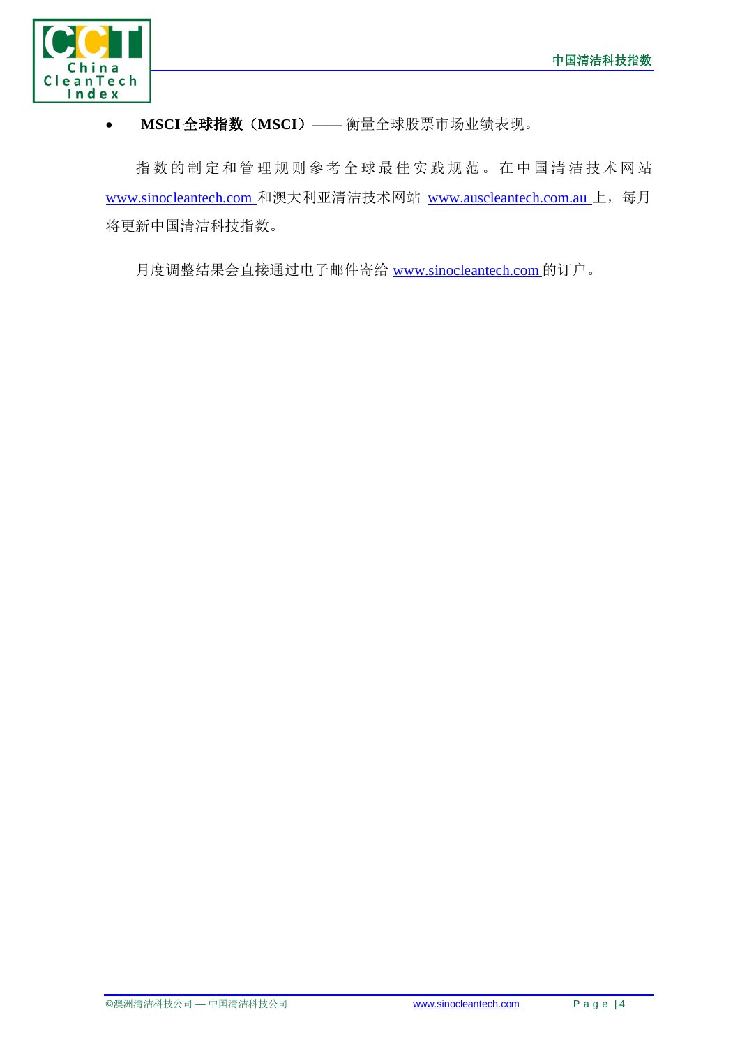- **MSCI 全球指数（MSCI）**—— 衡量全球股票市场业绩表现。

指数的制定和管理规则参考全球最佳实践规范。在中国清洁技术网站 www.sinocleantech.com 和澳大利亚清洁技术网站 www.auscleantech.com.au 上，每月将更新中国清洁科技指数。

月度调整结果会直接通过电子邮件寄给 www.sinocleantech.com 的订户。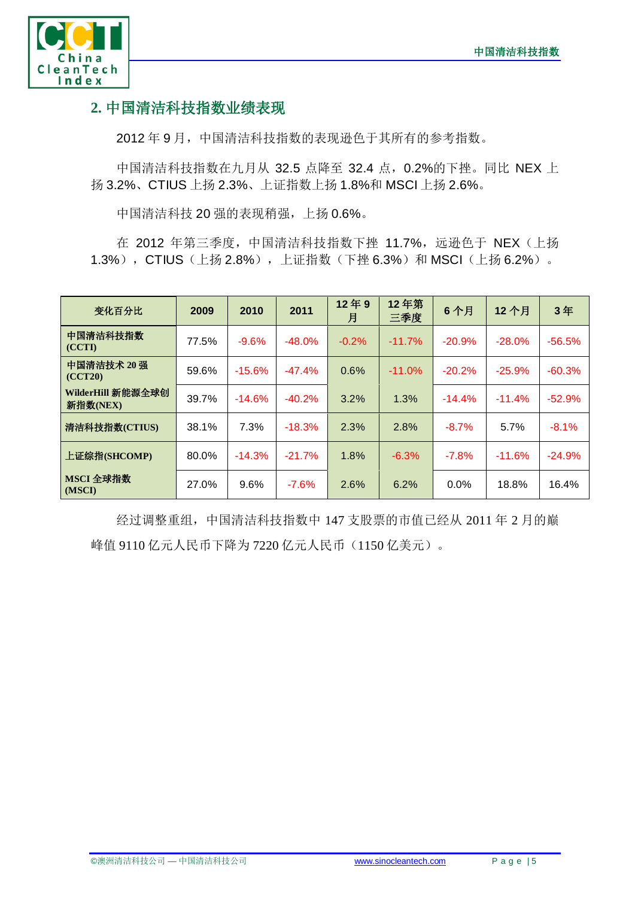## 2. 中国清洁科技指数业绩表现

2012 年 9 月，中国清洁科技指数的表现逊色于其所有的参考指数。

中国清洁科技指数在九月从 32.5 点降至 32.4 点，0.2%的下挫。同比 NEX 上扬 3.2%、CTIUS 上扬 2.3%、上证指数上扬 1.8%和 MSCI 上扬 2.6%。

中国清洁科技 20 强的表现稍强，上扬 0.6%。

在 2012 年第三季度，中国清洁科技指数下挫 11.7%，远逊色于 NEX（上扬 1.3%），CTIUS（上扬 2.8%），上证指数（下挫 6.3%）和 MSCI（上扬 6.2%）。

| 变化百分比 | 2009 | 2010 | 2011 | 12 年 9 月 | 12 年第三季度 | 6 个月 | 12 个月 | 3 年 |
|---|---|---|---|---|---|---|---|---|
| 中国清洁科技指数 (CCTI) | 77.5% | -9.6% | -48.0% | -0.2% | -11.7% | -20.9% | -28.0% | -56.5% |
| 中国清洁技术 20 强 (CCT20) | 59.6% | -15.6% | -47.4% | 0.6% | -11.0% | -20.2% | -25.9% | -60.3% |
| WilderHill 新能源全球创新指数(NEX) | 39.7% | -14.6% | -40.2% | 3.2% | 1.3% | -14.4% | -11.4% | -52.9% |
| 清洁科技指数(CTIUS) | 38.1% | 7.3% | -18.3% | 2.3% | 2.8% | -8.7% | 5.7% | -8.1% |
| 上证综指(SHCOMP) | 80.0% | -14.3% | -21.7% | 1.8% | -6.3% | -7.8% | -11.6% | -24.9% |
| MSCI 全球指数 (MSCI) | 27.0% | 9.6% | -7.6% | 2.6% | 6.2% | 0.0% | 18.8% | 16.4% |

经过调整重组，中国清洁科技指数中 147 支股票的市值已经从 2011 年 2 月的巅峰值 9110 亿元人民币下降为 7220 亿元人民币（1150 亿美元）。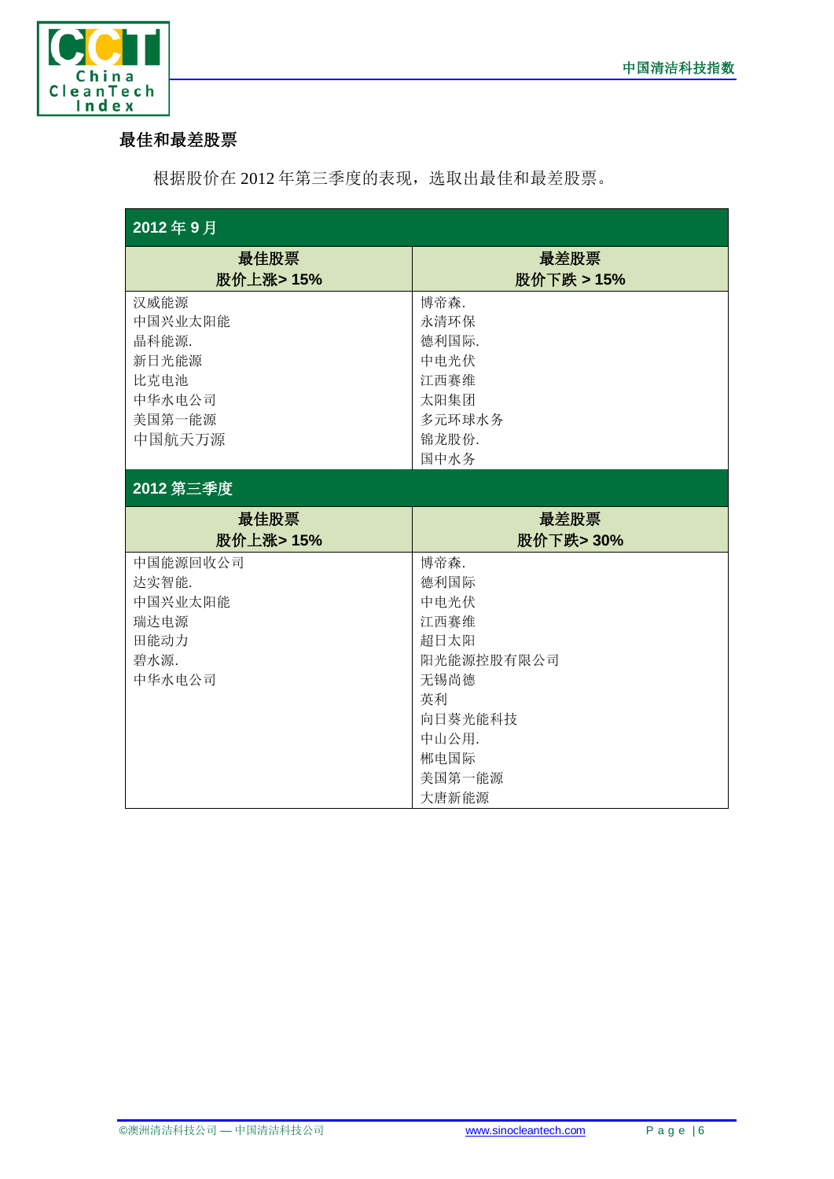## 最佳和最差股票

根据股价在 2012 年第三季度的表现，选取出最佳和最差股票。

| 2012 年 9 月 | |
|---|---|
| **最佳股票**<br>**股价上涨> 15%** | **最差股票**<br>**股价下跌 > 15%** |
| 汉威能源 | 博帝森. |
| 中国兴业太阳能 | 永清环保 |
| 晶科能源. | 德利国际. |
| 新日光能源 | 中电光伏 |
| 比克电池 | 江西赛维 |
| 中华水电公司 | 太阳集团 |
| 美国第一能源 | 多元环球水务 |
| 中国航天万源 | 锦龙股份. |
| | 国中水务 |
| **2012 第三季度** | |
| **最佳股票**<br>**股价上涨> 15%** | **最差股票**<br>**股价下跌> 30%** |
| 中国能源回收公司 | 博帝森. |
| 达实智能. | 德利国际 |
| 中国兴业太阳能 | 中电光伏 |
| 瑞达电源 | 江西赛维 |
| 田能动力 | 超日太阳 |
| 碧水源. | 阳光能源控股有限公司 |
| 中华水电公司 | 无锡尚德 |
| | 英利 |
| | 向日葵光能科技 |
| | 中山公用. |
| | 郴电国际 |
| | 美国第一能源 |
| | 大唐新能源 |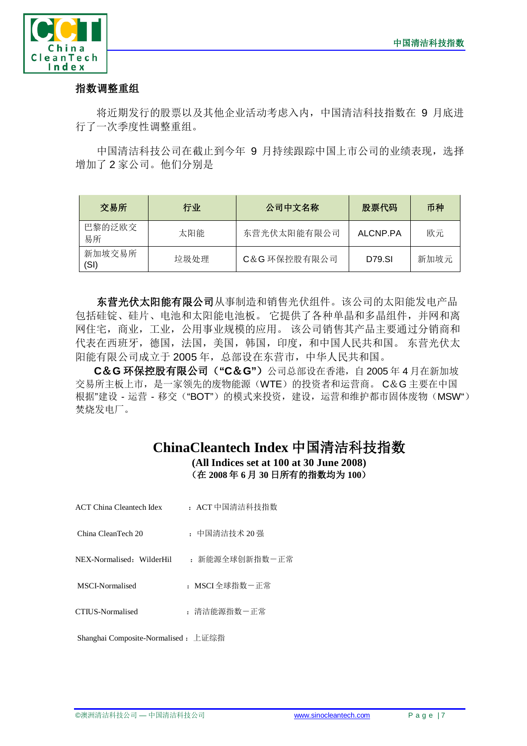## 指数调整重组

将近期发行的股票以及其他企业活动考虑入内，中国清洁科技指数在 9 月底进行了一次季度性调整重组。

中国清洁科技公司在截止到今年 9 月持续跟踪中国上市公司的业绩表现，选择增加了 2 家公司。他们分别是

| 交易所 | 行业 | 公司中文名称 | 股票代码 | 币种 |
|---|---|---|---|---|
| 巴黎的泛欧交易所 | 太阳能 | 东营光伏太阳能有限公司 | ALCNP.PA | 欧元 |
| 新加坡交易所 (SI) | 垃圾处理 | C&G 环保控股有限公司 | D79.SI | 新加坡元 |

**东营光伏太阳能有限公司**从事制造和销售光伏组件。该公司的太阳能发电产品包括硅锭、硅片、电池和太阳能电池板。 它提供了各种单晶和多晶组件，并网和离网住宅，商业，工业，公用事业规模的应用。 该公司销售其产品主要通过分销商和代表在西班牙，德国，法国，美国，韩国，印度，和中国人民共和国。 东营光伏太阳能有限公司成立于 2005 年，总部设在东营市，中华人民共和国。

**C&G 环保控股有限公司（"C&G"）**公司总部设在香港，自 2005 年 4 月在新加坡交易所主板上市，是一家领先的废物能源（WTE）的投资者和运营商。 C&G 主要在中国根据"建设 - 运营 - 移交（"BOT"）的模式来投资，建设，运营和维护都市固体废物（MSW"）焚烧发电厂。

# ChinaCleantech Index 中国清洁科技指数

**(All Indices set at 100 at 30 June 2008)**
**（在 2008 年 6 月 30 日所有的指数均为 100）**

ACT China Cleantech Idex ： ACT 中国清洁科技指数

China CleanTech 20 ： 中国清洁技术 20 强

NEX-Normalised：WilderHil ： 新能源全球创新指数－正常

MSCI-Normalised ： MSCI 全球指数－正常

CTIUS-Normalised ： 清洁能源指数－正常

Shanghai Composite-Normalised： 上证综指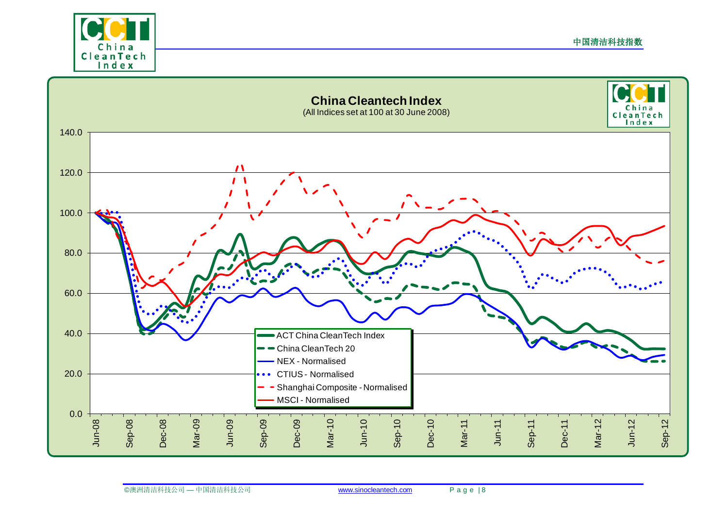## China Cleantech Index

(All Indices set at 100 at 30 June 2008)

Legend:
- ACT China CleanTech Index
- China CleanTech 20
- NEX - Normalised
- CTIUS - Normalised
- Shanghai Composite - Normalised
- MSCI - Normalised

Y-axis: 0.0, 20.0, 40.0, 60.0, 80.0, 100.0, 120.0, 140.0

X-axis: Jun-08, Sep-08, Dec-08, Mar-09, Jun-09, Sep-09, Dec-09, Mar-10, Jun-10, Sep-10, Dec-10, Mar-11, Jun-11, Sep-11, Dec-11, Mar-12, Jun-12, Sep-12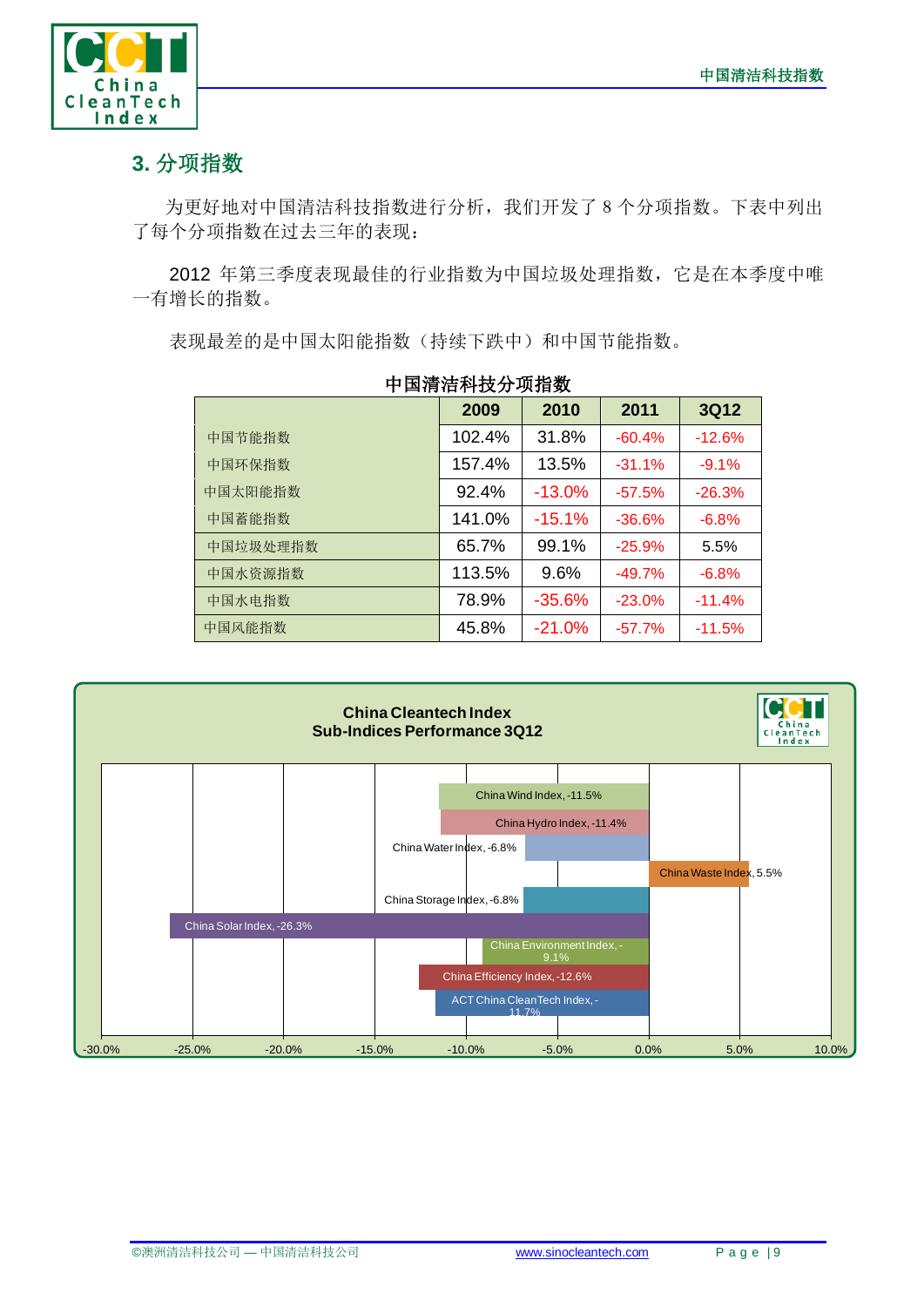## 3. 分项指数

为更好地对中国清洁科技指数进行分析，我们开发了 8 个分项指数。下表中列出了每个分项指数在过去三年的表现：

2012 年第三季度表现最佳的行业指数为中国垃圾处理指数，它是在本季度中唯一有增长的指数。

表现最差的是中国太阳能指数（持续下跌中）和中国节能指数。

**中国清洁科技分项指数**

| | 2009 | 2010 | 2011 | 3Q12 |
|---|---|---|---|---|
| 中国节能指数 | 102.4% | 31.8% | -60.4% | -12.6% |
| 中国环保指数 | 157.4% | 13.5% | -31.1% | -9.1% |
| 中国太阳能指数 | 92.4% | -13.0% | -57.5% | -26.3% |
| 中国蓄能指数 | 141.0% | -15.1% | -36.6% | -6.8% |
| 中国垃圾处理指数 | 65.7% | 99.1% | -25.9% | 5.5% |
| 中国水资源指数 | 113.5% | 9.6% | -49.7% | -6.8% |
| 中国水电指数 | 78.9% | -35.6% | -23.0% | -11.4% |
| 中国风能指数 | 45.8% | -21.0% | -57.7% | -11.5% |

**China Cleantech Index**
**Sub-Indices Performance 3Q12**

| Index | 3Q12 |
|---|---|
| China Wind Index | -11.5% |
| China Hydro Index | -11.4% |
| China Water Index | -6.8% |
| China Waste Index | 5.5% |
| China Storage Index | -6.8% |
| China Solar Index | -26.3% |
| China Environment Index | -9.1% |
| China Efficiency Index | -12.6% |
| ACT China CleanTech Index | -11.7% |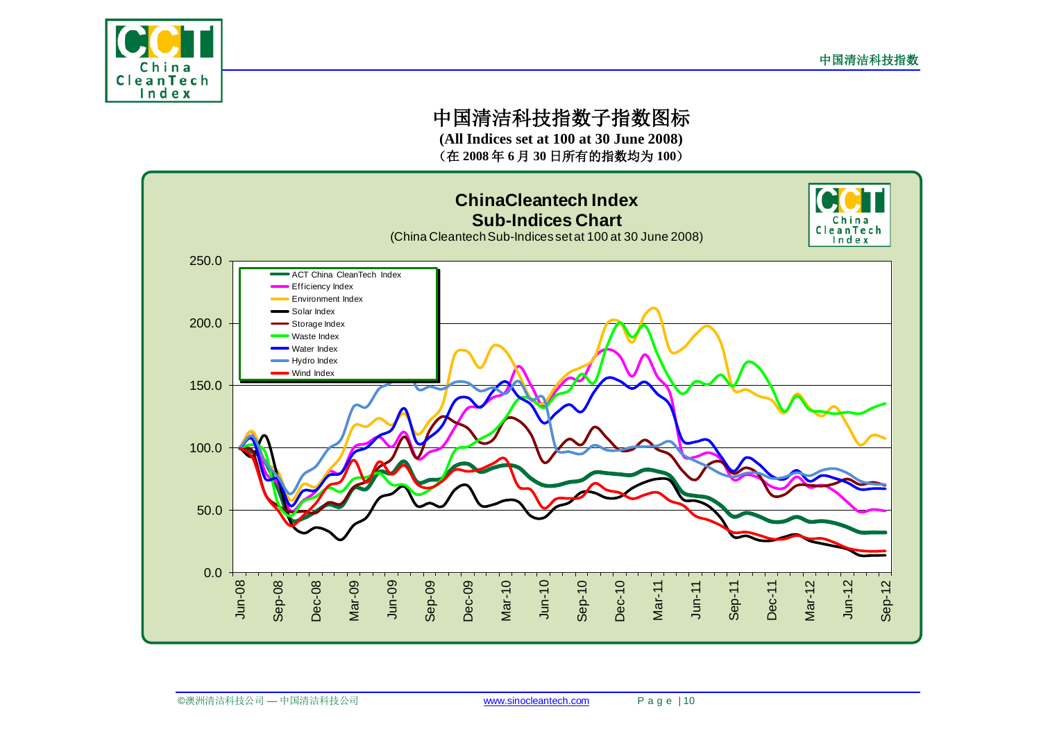# 中国清洁科技指数子指数图标

**(All Indices set at 100 at 30 June 2008)**

**（在 2008 年 6 月 30 日所有的指数均为 100）**

**ChinaCleantech Index**
**Sub-Indices Chart**
(China Cleantech Sub-Indices set at 100 at 30 June 2008)

- ACT China CleanTech Index
- Efficiency Index
- Environment Index
- Solar Index
- Storage Index
- Waste Index
- Water Index
- Hydro Index
- Wind Index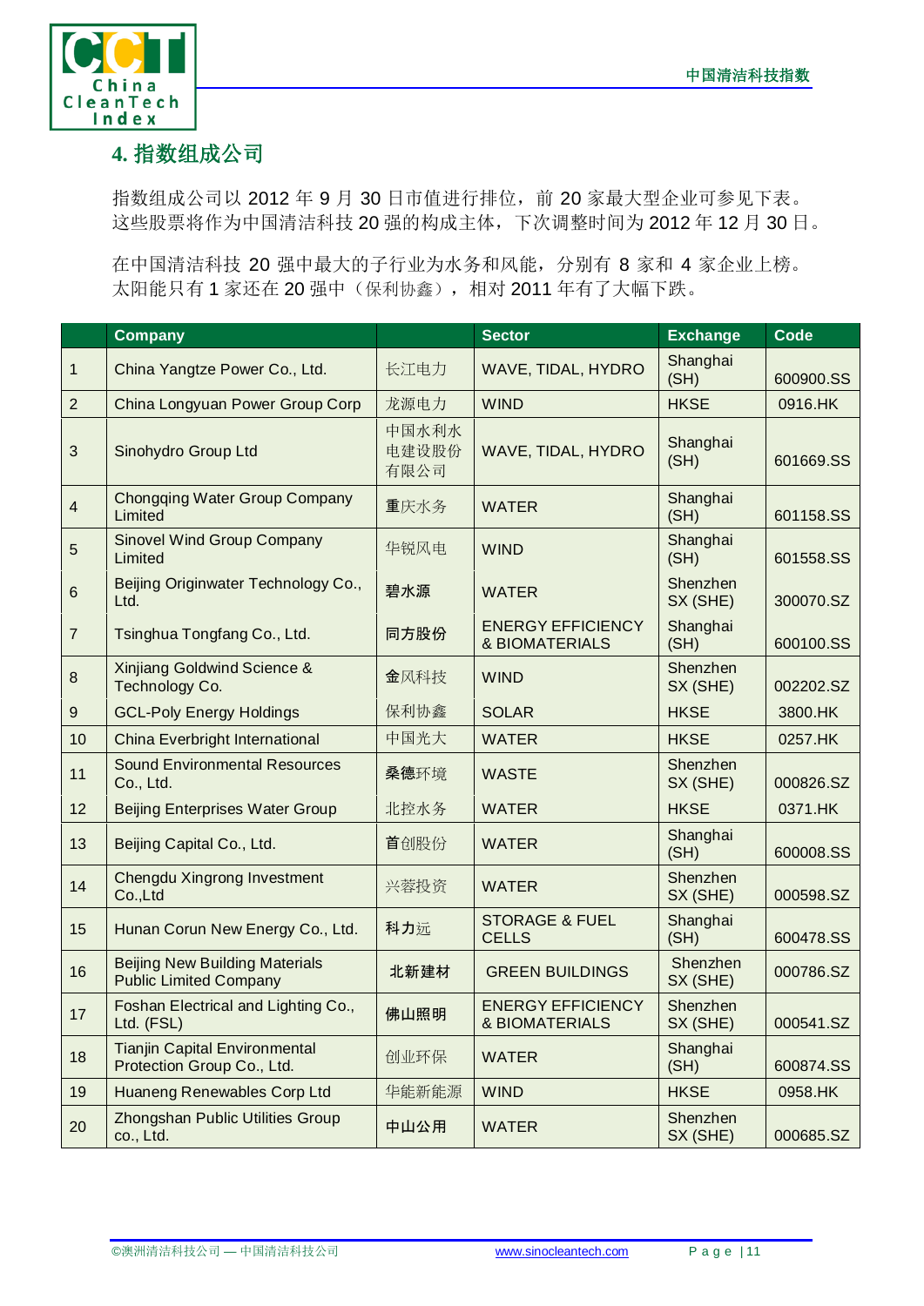## 4. 指数组成公司

指数组成公司以 2012 年 9 月 30 日市值进行排位，前 20 家最大型企业可参见下表。这些股票将作为中国清洁科技 20 强的构成主体，下次调整时间为 2012 年 12 月 30 日。

在中国清洁科技 20 强中最大的子行业为水务和风能，分别有 8 家和 4 家企业上榜。太阳能只有 1 家还在 20 强中（保利协鑫），相对 2011 年有了大幅下跌。

| | Company | | Sector | Exchange | Code |
|---|---|---|---|---|---|
| 1 | China Yangtze Power Co., Ltd. | 长江电力 | WAVE, TIDAL, HYDRO | Shanghai (SH) | 600900.SS |
| 2 | China Longyuan Power Group Corp | 龙源电力 | WIND | HKSE | 0916.HK |
| 3 | Sinohydro Group Ltd | 中国水利水电建设股份有限公司 | WAVE, TIDAL, HYDRO | Shanghai (SH) | 601669.SS |
| 4 | Chongqing Water Group Company Limited | 重庆水务 | WATER | Shanghai (SH) | 601158.SS |
| 5 | Sinovel Wind Group Company Limited | 华锐风电 | WIND | Shanghai (SH) | 601558.SS |
| 6 | Beijing Originwater Technology Co., Ltd. | 碧水源 | WATER | Shenzhen SX (SHE) | 300070.SZ |
| 7 | Tsinghua Tongfang Co., Ltd. | 同方股份 | ENERGY EFFICIENCY & BIOMATERIALS | Shanghai (SH) | 600100.SS |
| 8 | Xinjiang Goldwind Science & Technology Co. | 金风科技 | WIND | Shenzhen SX (SHE) | 002202.SZ |
| 9 | GCL-Poly Energy Holdings | 保利协鑫 | SOLAR | HKSE | 3800.HK |
| 10 | China Everbright International | 中国光大 | WATER | HKSE | 0257.HK |
| 11 | Sound Environmental Resources Co., Ltd. | 桑德环境 | WASTE | Shenzhen SX (SHE) | 000826.SZ |
| 12 | Beijing Enterprises Water Group | 北控水务 | WATER | HKSE | 0371.HK |
| 13 | Beijing Capital Co., Ltd. | 首创股份 | WATER | Shanghai (SH) | 600008.SS |
| 14 | Chengdu Xingrong Investment Co.,Ltd | 兴蓉投资 | WATER | Shenzhen SX (SHE) | 000598.SZ |
| 15 | Hunan Corun New Energy Co., Ltd. | 科力远 | STORAGE & FUEL CELLS | Shanghai (SH) | 600478.SS |
| 16 | Beijing New Building Materials Public Limited Company | 北新建材 | GREEN BUILDINGS | Shenzhen SX (SHE) | 000786.SZ |
| 17 | Foshan Electrical and Lighting Co., Ltd. (FSL) | 佛山照明 | ENERGY EFFICIENCY & BIOMATERIALS | Shenzhen SX (SHE) | 000541.SZ |
| 18 | Tianjin Capital Environmental Protection Group Co., Ltd. | 创业环保 | WATER | Shanghai (SH) | 600874.SS |
| 19 | Huaneng Renewables Corp Ltd | 华能新能源 | WIND | HKSE | 0958.HK |
| 20 | Zhongshan Public Utilities Group co., Ltd. | 中山公用 | WATER | Shenzhen SX (SHE) | 000685.SZ |